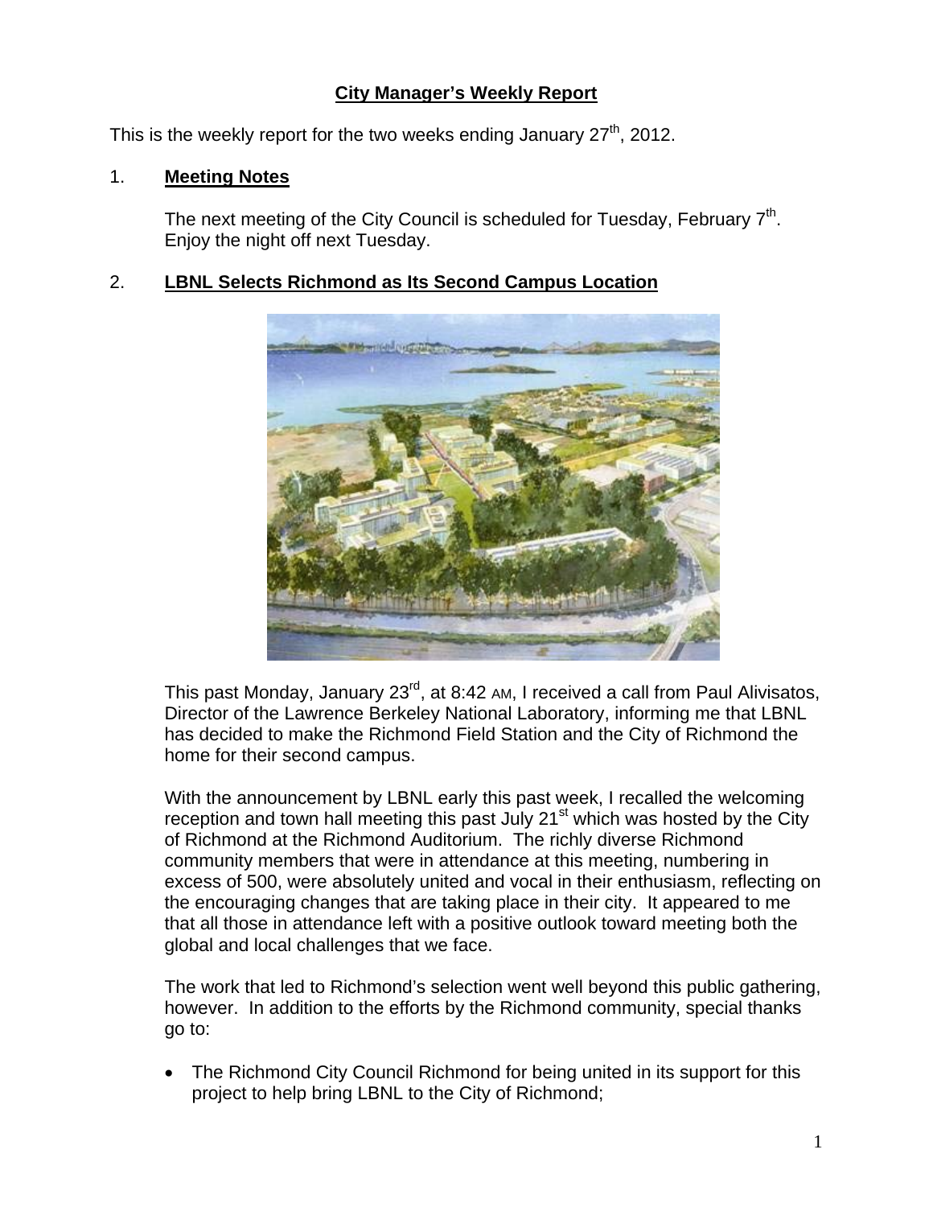# City Manager's Weekly Report

This is the weekly report for the two weeks ending January 27th, 2012.

## 1. Meeting Notes

The next meeting of the City Council is scheduled for Tuesday, February 7th. Enjoy the night off next Tuesday.

## 2. LBNL Selects Richmond as Its Second Campus Location

This past Monday, January 23rd, at 8:42 AM, I received a call from Paul Alivisatos, Director of the Lawrence Berkeley National Laboratory, informing me that LBNL has decided to make the Richmond Field Station and the City of Richmond the home for their second campus.

With the announcement by LBNL early this past week, I recalled the welcoming reception and town hall meeting this past July 21st which was hosted by the City of Richmond at the Richmond Auditorium. The richly diverse Richmond community members that were in attendance at this meeting, numbering in excess of 500, were absolutely united and vocal in their enthusiasm, reflecting on the encouraging changes that are taking place in their city. It appeared to me that all those in attendance left with a positive outlook toward meeting both the global and local challenges that we face.

The work that led to Richmond's selection went well beyond this public gathering, however. In addition to the efforts by the Richmond community, special thanks go to:

- The Richmond City Council Richmond for being united in its support for this project to help bring LBNL to the City of Richmond;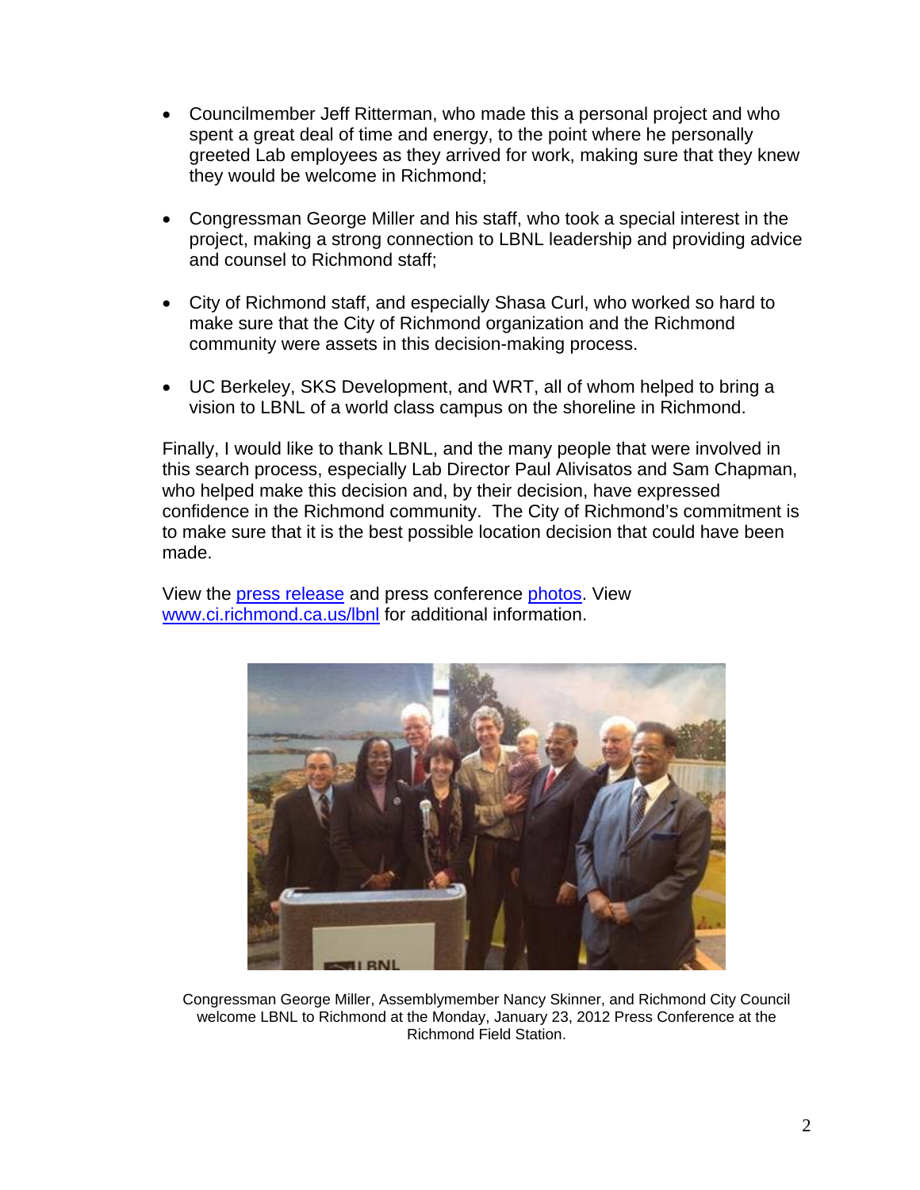- Councilmember Jeff Ritterman, who made this a personal project and who spent a great deal of time and energy, to the point where he personally greeted Lab employees as they arrived for work, making sure that they knew they would be welcome in Richmond;

- Congressman George Miller and his staff, who took a special interest in the project, making a strong connection to LBNL leadership and providing advice and counsel to Richmond staff;

- City of Richmond staff, and especially Shasa Curl, who worked so hard to make sure that the City of Richmond organization and the Richmond community were assets in this decision-making process.

- UC Berkeley, SKS Development, and WRT, all of whom helped to bring a vision to LBNL of a world class campus on the shoreline in Richmond.

Finally, I would like to thank LBNL, and the many people that were involved in this search process, especially Lab Director Paul Alivisatos and Sam Chapman, who helped make this decision and, by their decision, have expressed confidence in the Richmond community. The City of Richmond's commitment is to make sure that it is the best possible location decision that could have been made.

View the press release and press conference photos. View www.ci.richmond.ca.us/lbnl for additional information.

Congressman George Miller, Assemblymember Nancy Skinner, and Richmond City Council welcome LBNL to Richmond at the Monday, January 23, 2012 Press Conference at the Richmond Field Station.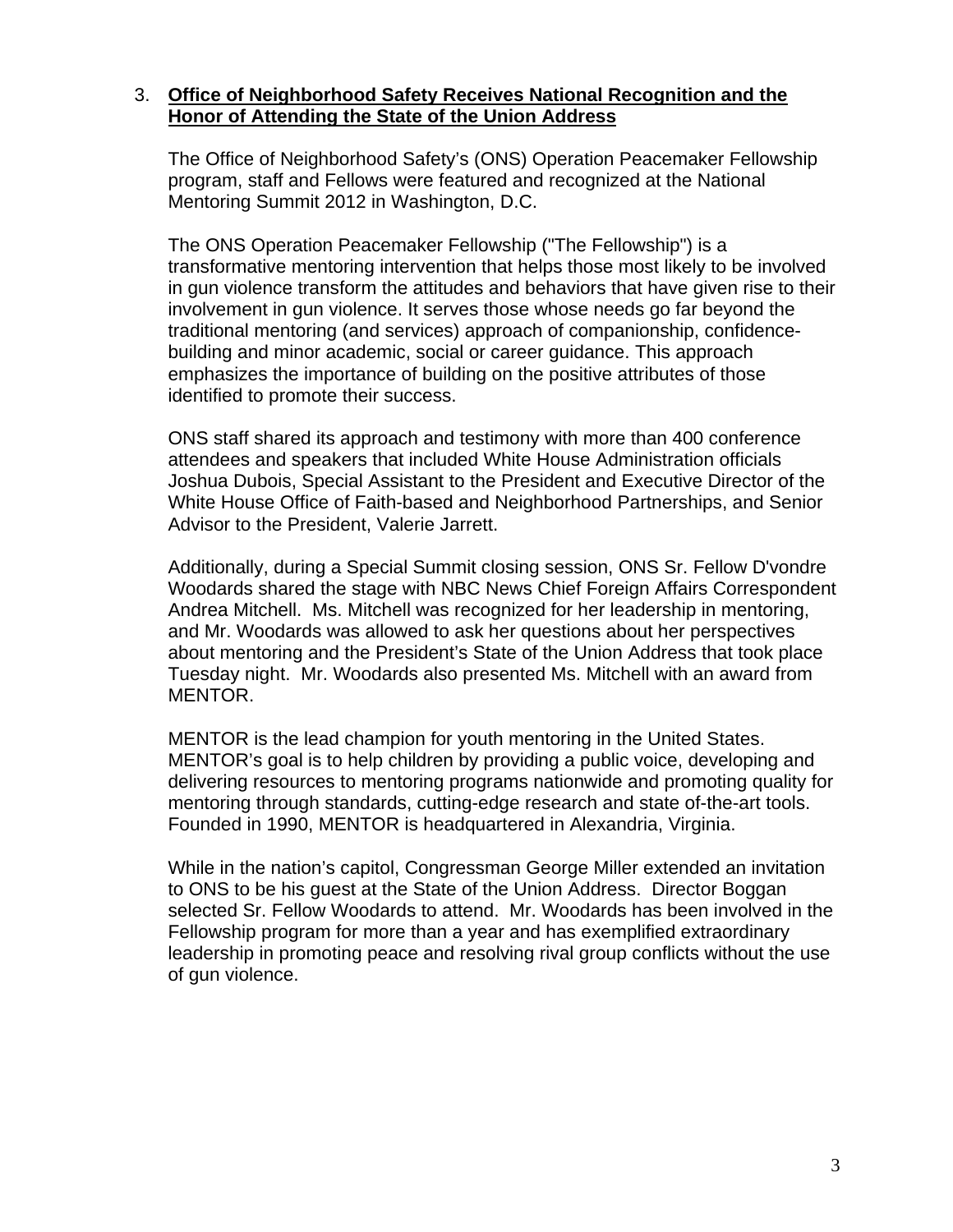3. **Office of Neighborhood Safety Receives National Recognition and the Honor of Attending the State of the Union Address**

The Office of Neighborhood Safety's (ONS) Operation Peacemaker Fellowship program, staff and Fellows were featured and recognized at the National Mentoring Summit 2012 in Washington, D.C.

The ONS Operation Peacemaker Fellowship ("The Fellowship") is a transformative mentoring intervention that helps those most likely to be involved in gun violence transform the attitudes and behaviors that have given rise to their involvement in gun violence. It serves those whose needs go far beyond the traditional mentoring (and services) approach of companionship, confidence-building and minor academic, social or career guidance. This approach emphasizes the importance of building on the positive attributes of those identified to promote their success.

ONS staff shared its approach and testimony with more than 400 conference attendees and speakers that included White House Administration officials Joshua Dubois, Special Assistant to the President and Executive Director of the White House Office of Faith-based and Neighborhood Partnerships, and Senior Advisor to the President, Valerie Jarrett.

Additionally, during a Special Summit closing session, ONS Sr. Fellow D'vondre Woodards shared the stage with NBC News Chief Foreign Affairs Correspondent Andrea Mitchell. Ms. Mitchell was recognized for her leadership in mentoring, and Mr. Woodards was allowed to ask her questions about her perspectives about mentoring and the President's State of the Union Address that took place Tuesday night. Mr. Woodards also presented Ms. Mitchell with an award from MENTOR.

MENTOR is the lead champion for youth mentoring in the United States. MENTOR's goal is to help children by providing a public voice, developing and delivering resources to mentoring programs nationwide and promoting quality for mentoring through standards, cutting-edge research and state of-the-art tools. Founded in 1990, MENTOR is headquartered in Alexandria, Virginia.

While in the nation's capitol, Congressman George Miller extended an invitation to ONS to be his guest at the State of the Union Address. Director Boggan selected Sr. Fellow Woodards to attend. Mr. Woodards has been involved in the Fellowship program for more than a year and has exemplified extraordinary leadership in promoting peace and resolving rival group conflicts without the use of gun violence.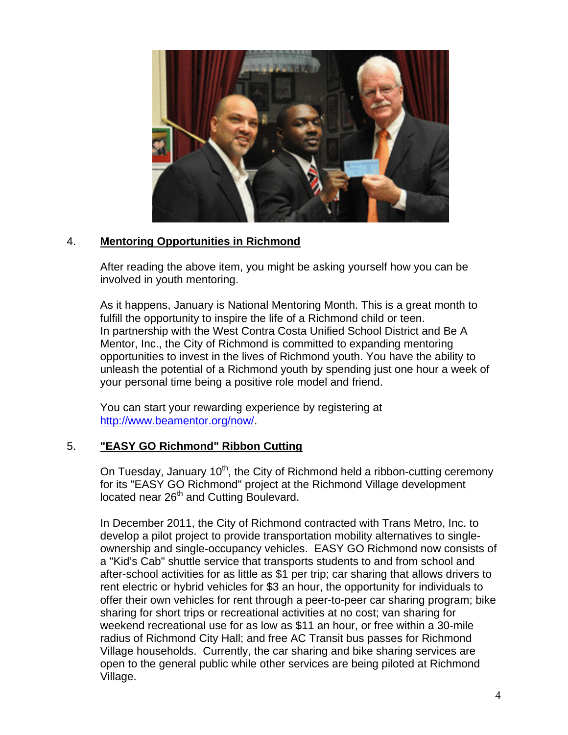4. **Mentoring Opportunities in Richmond**

After reading the above item, you might be asking yourself how you can be involved in youth mentoring.

As it happens, January is National Mentoring Month. This is a great month to fulfill the opportunity to inspire the life of a Richmond child or teen. In partnership with the West Contra Costa Unified School District and Be A Mentor, Inc., the City of Richmond is committed to expanding mentoring opportunities to invest in the lives of Richmond youth. You have the ability to unleash the potential of a Richmond youth by spending just one hour a week of your personal time being a positive role model and friend.

You can start your rewarding experience by registering at http://www.beamentor.org/now/.

5. **"EASY GO Richmond" Ribbon Cutting**

On Tuesday, January 10th, the City of Richmond held a ribbon-cutting ceremony for its "EASY GO Richmond" project at the Richmond Village development located near 26th and Cutting Boulevard.

In December 2011, the City of Richmond contracted with Trans Metro, Inc. to develop a pilot project to provide transportation mobility alternatives to single-ownership and single-occupancy vehicles. EASY GO Richmond now consists of a "Kid's Cab" shuttle service that transports students to and from school and after-school activities for as little as $1 per trip; car sharing that allows drivers to rent electric or hybrid vehicles for $3 an hour, the opportunity for individuals to offer their own vehicles for rent through a peer-to-peer car sharing program; bike sharing for short trips or recreational activities at no cost; van sharing for weekend recreational use for as low as $11 an hour, or free within a 30-mile radius of Richmond City Hall; and free AC Transit bus passes for Richmond Village households. Currently, the car sharing and bike sharing services are open to the general public while other services are being piloted at Richmond Village.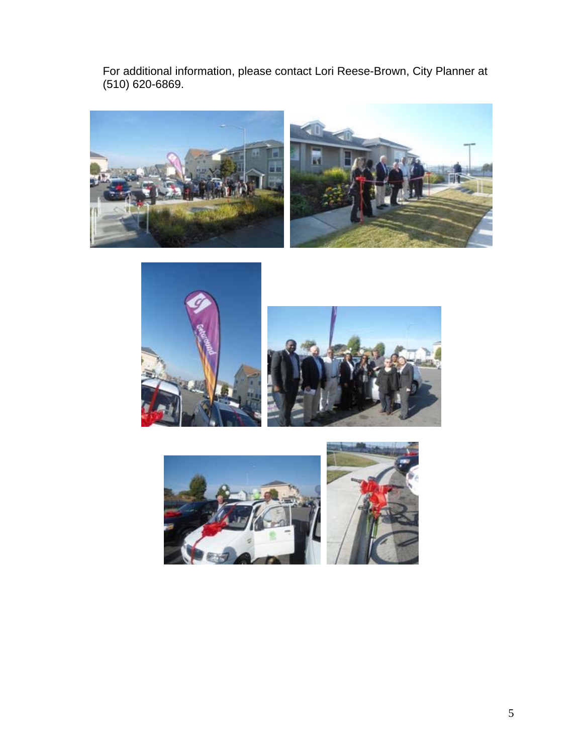For additional information, please contact Lori Reese-Brown, City Planner at (510) 620-6869.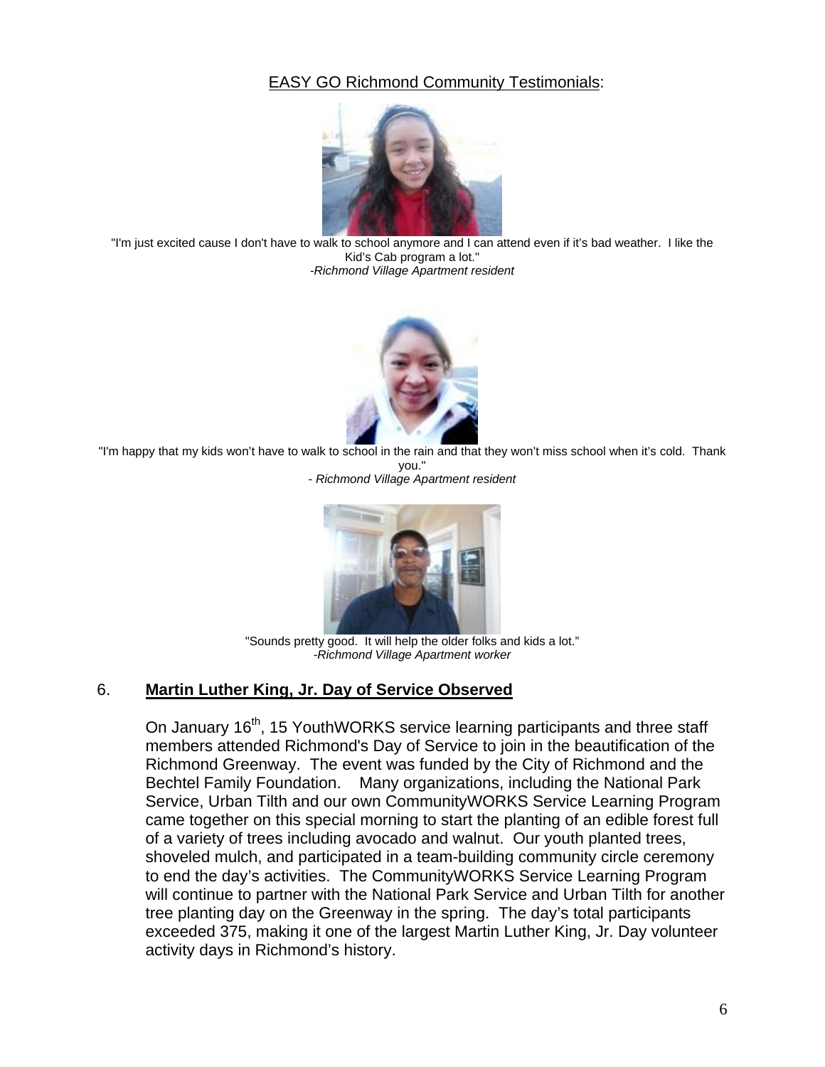EASY GO Richmond Community Testimonials:

"I'm just excited cause I don't have to walk to school anymore and I can attend even if it's bad weather. I like the Kid's Cab program a lot."
*-Richmond Village Apartment resident*

"I'm happy that my kids won't have to walk to school in the rain and that they won't miss school when it's cold. Thank you."
*- Richmond Village Apartment resident*

"Sounds pretty good. It will help the older folks and kids a lot."
*-Richmond Village Apartment worker*

## 6. **Martin Luther King, Jr. Day of Service Observed**

On January 16th, 15 YouthWORKS service learning participants and three staff members attended Richmond's Day of Service to join in the beautification of the Richmond Greenway. The event was funded by the City of Richmond and the Bechtel Family Foundation. Many organizations, including the National Park Service, Urban Tilth and our own CommunityWORKS Service Learning Program came together on this special morning to start the planting of an edible forest full of a variety of trees including avocado and walnut. Our youth planted trees, shoveled mulch, and participated in a team-building community circle ceremony to end the day's activities. The CommunityWORKS Service Learning Program will continue to partner with the National Park Service and Urban Tilth for another tree planting day on the Greenway in the spring. The day's total participants exceeded 375, making it one of the largest Martin Luther King, Jr. Day volunteer activity days in Richmond's history.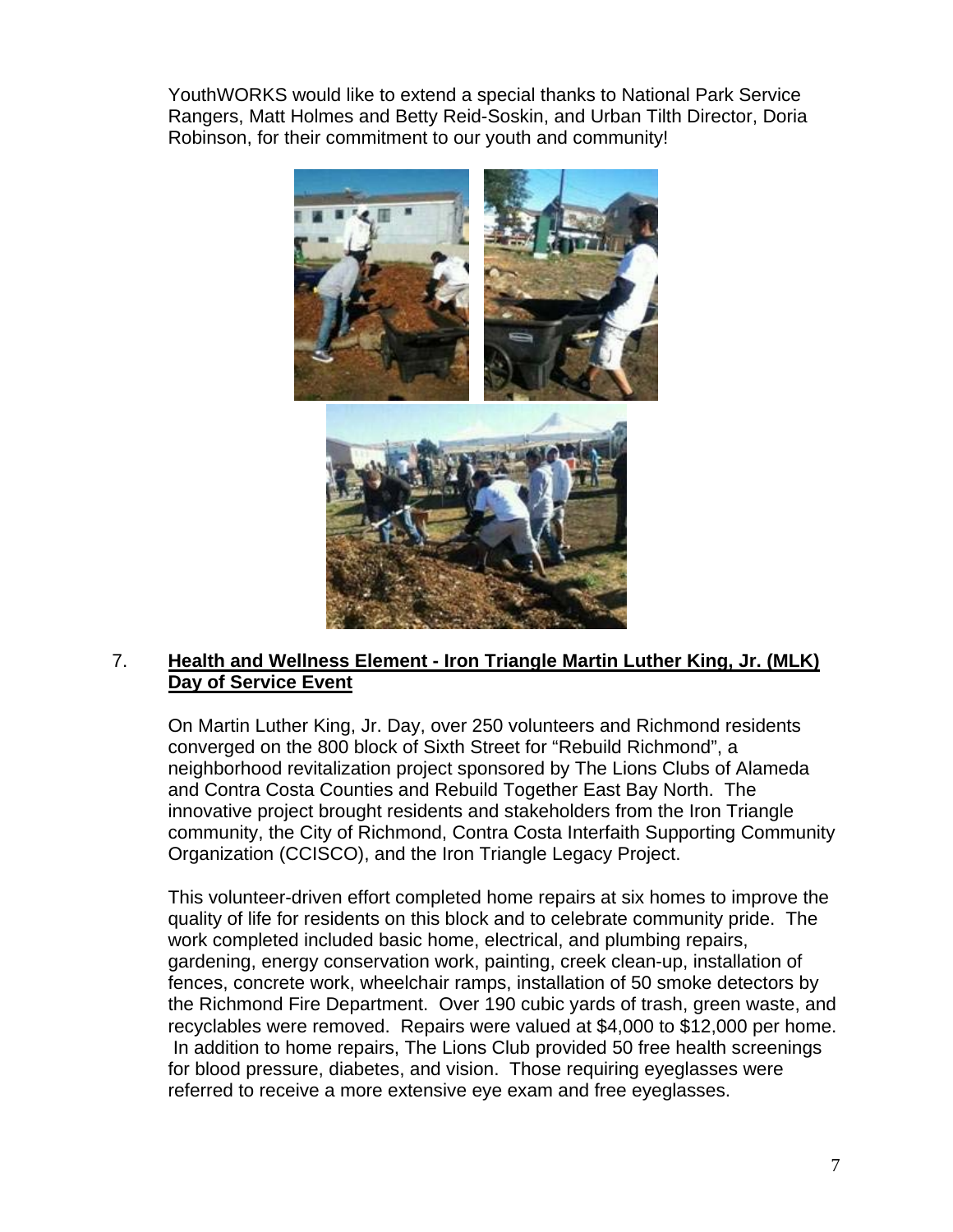YouthWORKS would like to extend a special thanks to National Park Service Rangers, Matt Holmes and Betty Reid-Soskin, and Urban Tilth Director, Doria Robinson, for their commitment to our youth and community!

7. **Health and Wellness Element - Iron Triangle Martin Luther King, Jr. (MLK) Day of Service Event**

On Martin Luther King, Jr. Day, over 250 volunteers and Richmond residents converged on the 800 block of Sixth Street for "Rebuild Richmond", a neighborhood revitalization project sponsored by The Lions Clubs of Alameda and Contra Costa Counties and Rebuild Together East Bay North. The innovative project brought residents and stakeholders from the Iron Triangle community, the City of Richmond, Contra Costa Interfaith Supporting Community Organization (CCISCO), and the Iron Triangle Legacy Project.

This volunteer-driven effort completed home repairs at six homes to improve the quality of life for residents on this block and to celebrate community pride. The work completed included basic home, electrical, and plumbing repairs, gardening, energy conservation work, painting, creek clean-up, installation of fences, concrete work, wheelchair ramps, installation of 50 smoke detectors by the Richmond Fire Department. Over 190 cubic yards of trash, green waste, and recyclables were removed. Repairs were valued at $4,000 to $12,000 per home. In addition to home repairs, The Lions Club provided 50 free health screenings for blood pressure, diabetes, and vision. Those requiring eyeglasses were referred to receive a more extensive eye exam and free eyeglasses.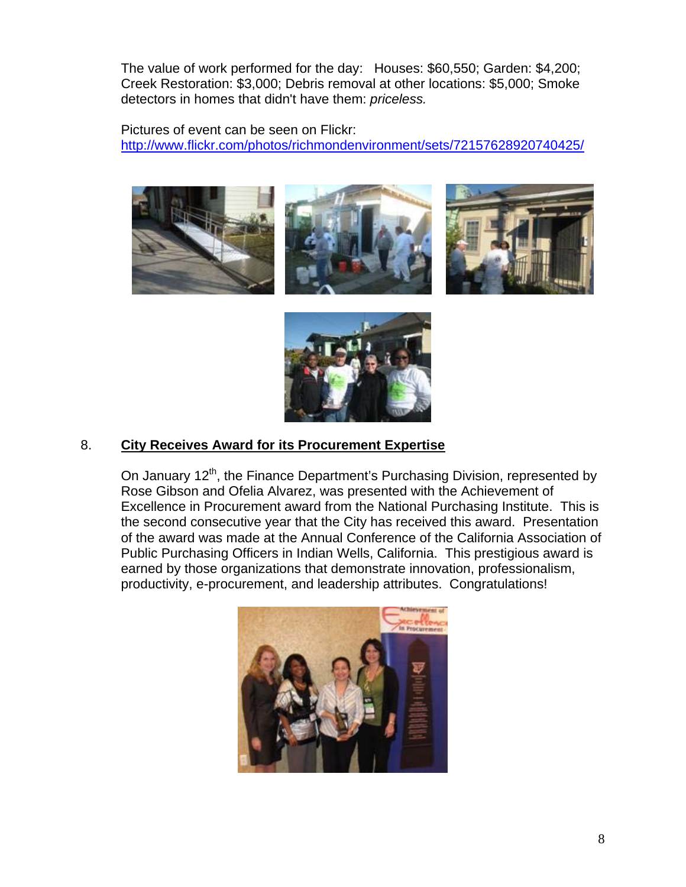The value of work performed for the day: Houses: $60,550; Garden: $4,200; Creek Restoration: $3,000; Debris removal at other locations: $5,000; Smoke detectors in homes that didn't have them: *priceless.*

Pictures of event can be seen on Flickr:
http://www.flickr.com/photos/richmondenvironment/sets/72157628920740425/

## 8. City Receives Award for its Procurement Expertise

On January 12th, the Finance Department's Purchasing Division, represented by Rose Gibson and Ofelia Alvarez, was presented with the Achievement of Excellence in Procurement award from the National Purchasing Institute. This is the second consecutive year that the City has received this award. Presentation of the award was made at the Annual Conference of the California Association of Public Purchasing Officers in Indian Wells, California. This prestigious award is earned by those organizations that demonstrate innovation, professionalism, productivity, e-procurement, and leadership attributes. Congratulations!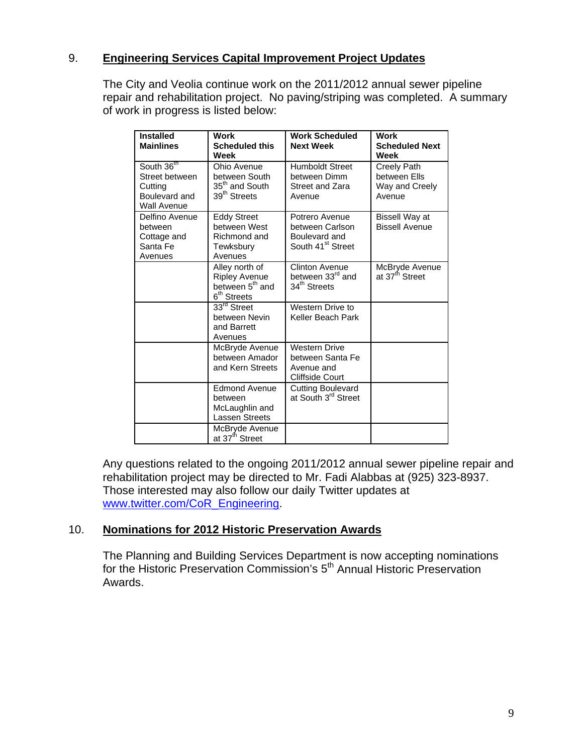## 9. Engineering Services Capital Improvement Project Updates

The City and Veolia continue work on the 2011/2012 annual sewer pipeline repair and rehabilitation project. No paving/striping was completed. A summary of work in progress is listed below:

| Installed Mainlines | Work Scheduled this Week | Work Scheduled Next Week | Work Scheduled Next Week |
|---|---|---|---|
| South 36th Street between Cutting Boulevard and Wall Avenue | Ohio Avenue between South 35th and South 39th Streets | Humboldt Street between Dimm Street and Zara Avenue | Creely Path between Ells Way and Creely Avenue |
| Delfino Avenue between Cottage and Santa Fe Avenues | Eddy Street between West Richmond and Tewksbury Avenues | Potrero Avenue between Carlson Boulevard and South 41st Street | Bissell Way at Bissell Avenue |
| | Alley north of Ripley Avenue between 5th and 6th Streets | Clinton Avenue between 33rd and 34th Streets | McBryde Avenue at 37th Street |
| | 33rd Street between Nevin and Barrett Avenues | Western Drive to Keller Beach Park | |
| | McBryde Avenue between Amador and Kern Streets | Western Drive between Santa Fe Avenue and Cliffside Court | |
| | Edmond Avenue between McLaughlin and Lassen Streets | Cutting Boulevard at South 3rd Street | |
| | McBryde Avenue at 37th Street | | |

Any questions related to the ongoing 2011/2012 annual sewer pipeline repair and rehabilitation project may be directed to Mr. Fadi Alabbas at (925) 323-8937. Those interested may also follow our daily Twitter updates at www.twitter.com/CoR_Engineering.

## 10. Nominations for 2012 Historic Preservation Awards

The Planning and Building Services Department is now accepting nominations for the Historic Preservation Commission's 5th Annual Historic Preservation Awards.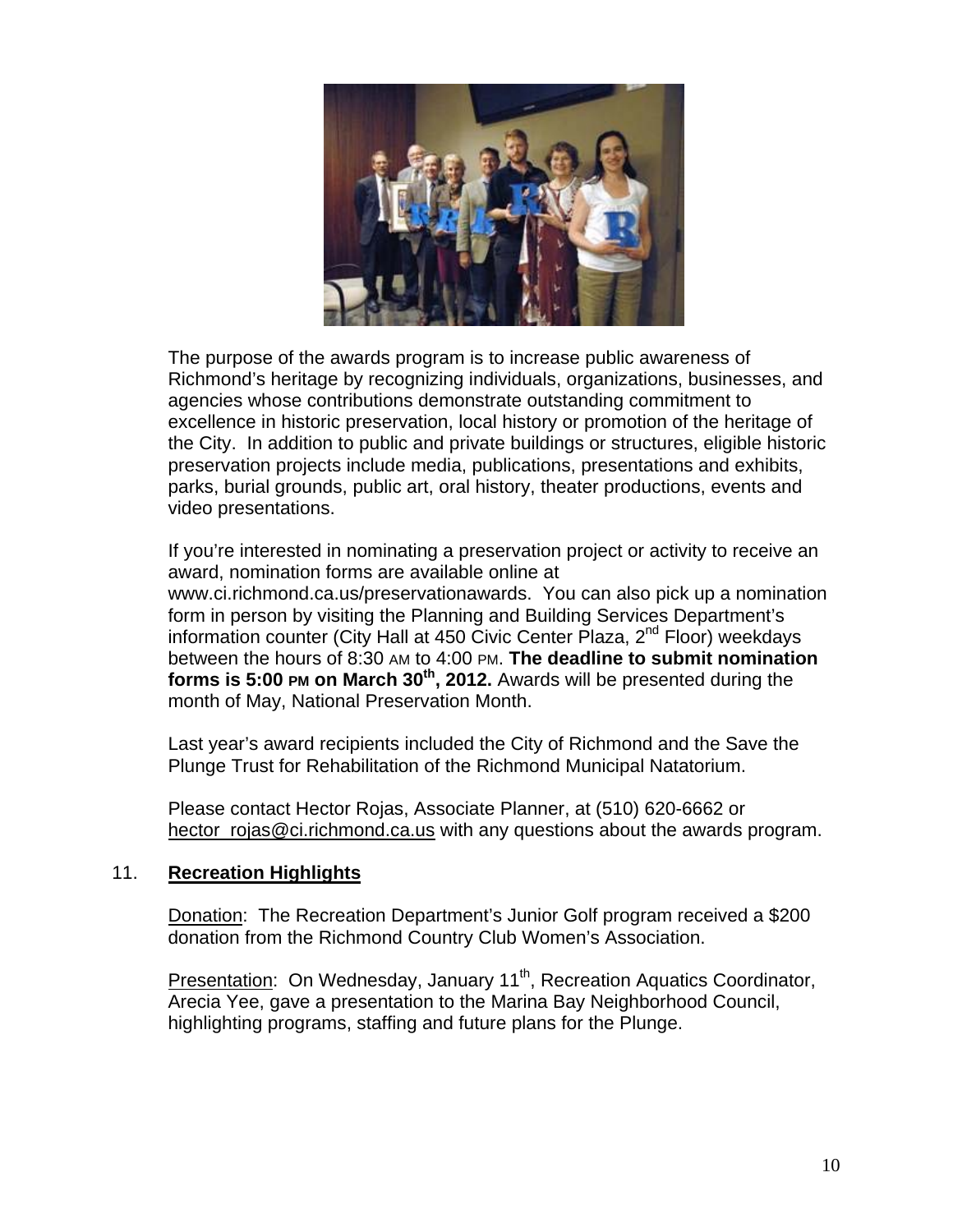The purpose of the awards program is to increase public awareness of Richmond's heritage by recognizing individuals, organizations, businesses, and agencies whose contributions demonstrate outstanding commitment to excellence in historic preservation, local history or promotion of the heritage of the City. In addition to public and private buildings or structures, eligible historic preservation projects include media, publications, presentations and exhibits, parks, burial grounds, public art, oral history, theater productions, events and video presentations.

If you're interested in nominating a preservation project or activity to receive an award, nomination forms are available online at www.ci.richmond.ca.us/preservationawards. You can also pick up a nomination form in person by visiting the Planning and Building Services Department's information counter (City Hall at 450 Civic Center Plaza, 2nd Floor) weekdays between the hours of 8:30 AM to 4:00 PM. **The deadline to submit nomination forms is 5:00 PM on March 30th, 2012.** Awards will be presented during the month of May, National Preservation Month.

Last year's award recipients included the City of Richmond and the Save the Plunge Trust for Rehabilitation of the Richmond Municipal Natatorium.

Please contact Hector Rojas, Associate Planner, at (510) 620-6662 or hector_rojas@ci.richmond.ca.us with any questions about the awards program.

## 11. Recreation Highlights

Donation: The Recreation Department's Junior Golf program received a $200 donation from the Richmond Country Club Women's Association.

Presentation: On Wednesday, January 11th, Recreation Aquatics Coordinator, Arecia Yee, gave a presentation to the Marina Bay Neighborhood Council, highlighting programs, staffing and future plans for the Plunge.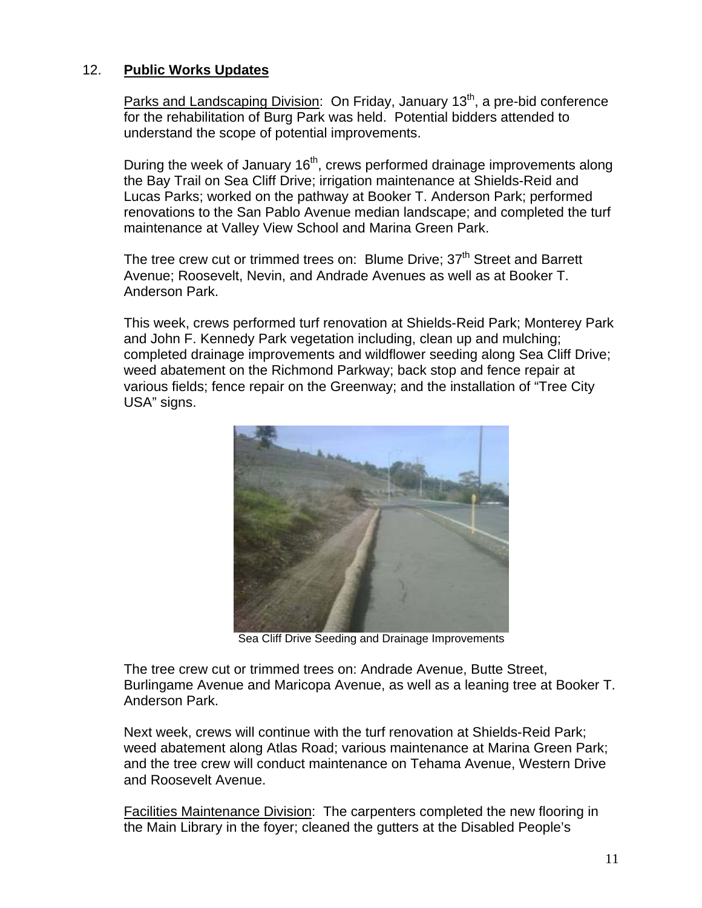12. **Public Works Updates**

Parks and Landscaping Division: On Friday, January 13th, a pre-bid conference for the rehabilitation of Burg Park was held. Potential bidders attended to understand the scope of potential improvements.

During the week of January 16th, crews performed drainage improvements along the Bay Trail on Sea Cliff Drive; irrigation maintenance at Shields-Reid and Lucas Parks; worked on the pathway at Booker T. Anderson Park; performed renovations to the San Pablo Avenue median landscape; and completed the turf maintenance at Valley View School and Marina Green Park.

The tree crew cut or trimmed trees on: Blume Drive; 37th Street and Barrett Avenue; Roosevelt, Nevin, and Andrade Avenues as well as at Booker T. Anderson Park.

This week, crews performed turf renovation at Shields-Reid Park; Monterey Park and John F. Kennedy Park vegetation including, clean up and mulching; completed drainage improvements and wildflower seeding along Sea Cliff Drive; weed abatement on the Richmond Parkway; back stop and fence repair at various fields; fence repair on the Greenway; and the installation of "Tree City USA" signs.

Sea Cliff Drive Seeding and Drainage Improvements

The tree crew cut or trimmed trees on: Andrade Avenue, Butte Street, Burlingame Avenue and Maricopa Avenue, as well as a leaning tree at Booker T. Anderson Park.

Next week, crews will continue with the turf renovation at Shields-Reid Park; weed abatement along Atlas Road; various maintenance at Marina Green Park; and the tree crew will conduct maintenance on Tehama Avenue, Western Drive and Roosevelt Avenue.

Facilities Maintenance Division: The carpenters completed the new flooring in the Main Library in the foyer; cleaned the gutters at the Disabled People's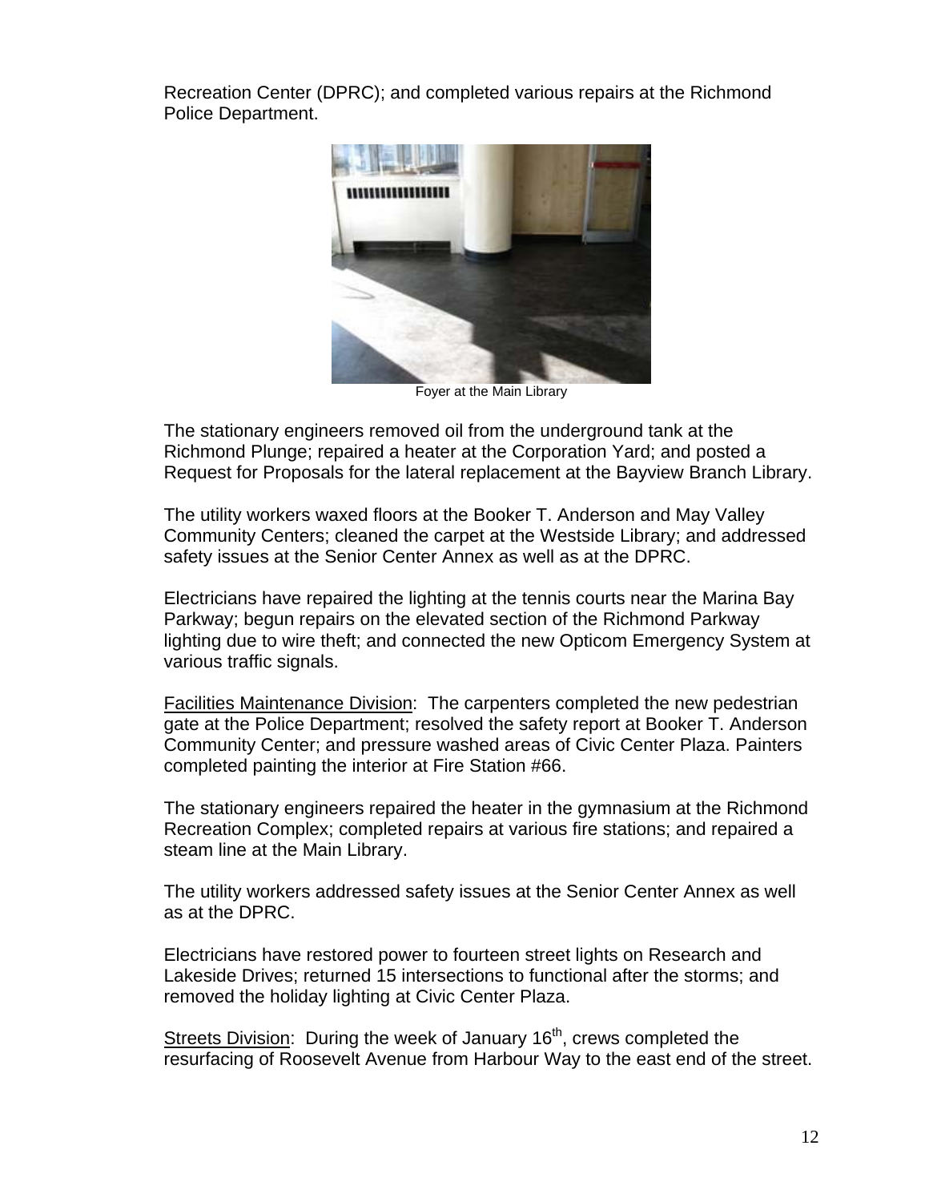Recreation Center (DPRC); and completed various repairs at the Richmond Police Department.

Foyer at the Main Library

The stationary engineers removed oil from the underground tank at the Richmond Plunge; repaired a heater at the Corporation Yard; and posted a Request for Proposals for the lateral replacement at the Bayview Branch Library.

The utility workers waxed floors at the Booker T. Anderson and May Valley Community Centers; cleaned the carpet at the Westside Library; and addressed safety issues at the Senior Center Annex as well as at the DPRC.

Electricians have repaired the lighting at the tennis courts near the Marina Bay Parkway; begun repairs on the elevated section of the Richmond Parkway lighting due to wire theft; and connected the new Opticom Emergency System at various traffic signals.

Facilities Maintenance Division: The carpenters completed the new pedestrian gate at the Police Department; resolved the safety report at Booker T. Anderson Community Center; and pressure washed areas of Civic Center Plaza. Painters completed painting the interior at Fire Station #66.

The stationary engineers repaired the heater in the gymnasium at the Richmond Recreation Complex; completed repairs at various fire stations; and repaired a steam line at the Main Library.

The utility workers addressed safety issues at the Senior Center Annex as well as at the DPRC.

Electricians have restored power to fourteen street lights on Research and Lakeside Drives; returned 15 intersections to functional after the storms; and removed the holiday lighting at Civic Center Plaza.

Streets Division: During the week of January 16th, crews completed the resurfacing of Roosevelt Avenue from Harbour Way to the east end of the street.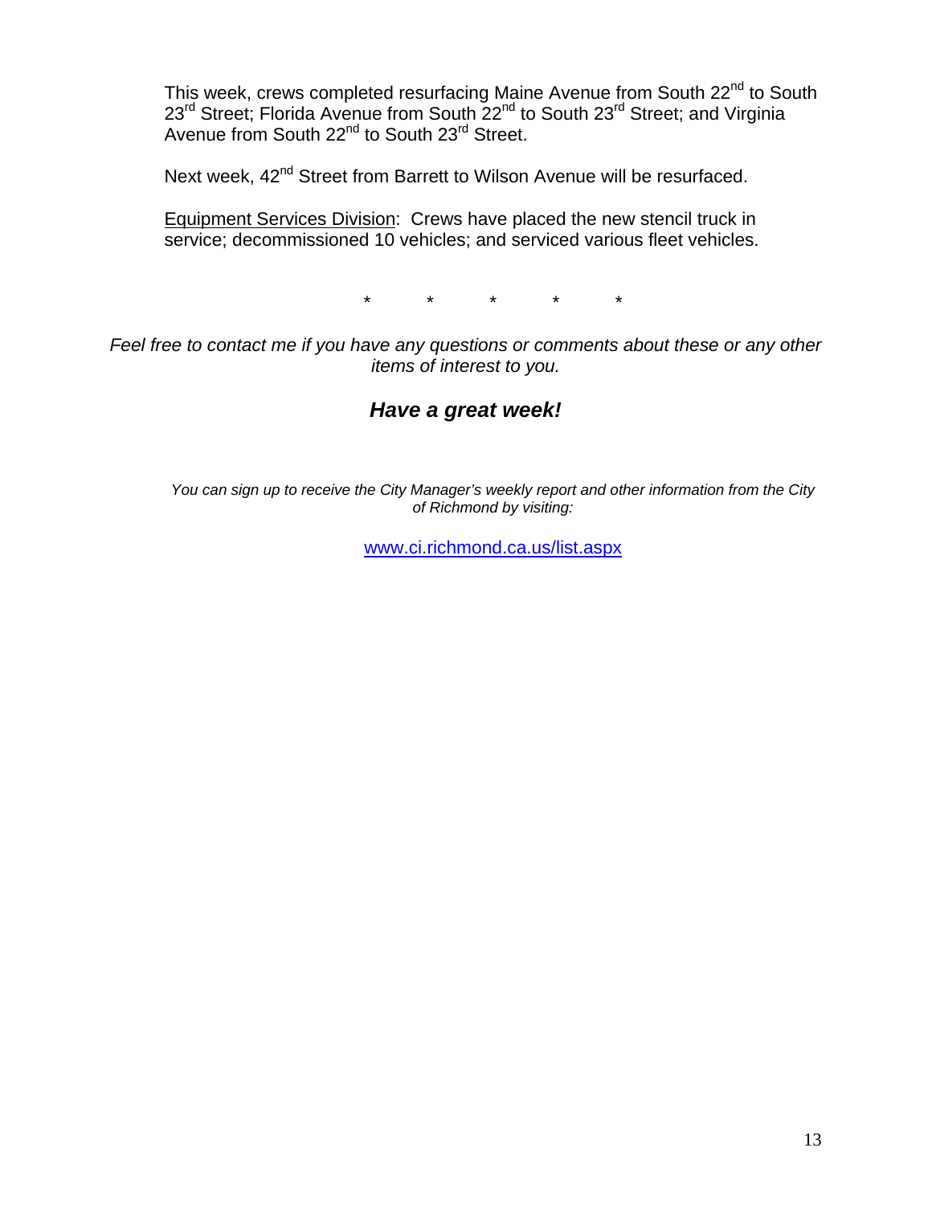This week, crews completed resurfacing Maine Avenue from South 22nd to South 23rd Street; Florida Avenue from South 22nd to South 23rd Street; and Virginia Avenue from South 22nd to South 23rd Street.

Next week, 42nd Street from Barrett to Wilson Avenue will be resurfaced.

Equipment Services Division: Crews have placed the new stencil truck in service; decommissioned 10 vehicles; and serviced various fleet vehicles.

\* \* \* \* \*

*Feel free to contact me if you have any questions or comments about these or any other items of interest to you.*

***Have a great week!***

*You can sign up to receive the City Manager's weekly report and other information from the City of Richmond by visiting:*

[www.ci.richmond.ca.us/list.aspx](http://www.ci.richmond.ca.us/list.aspx)